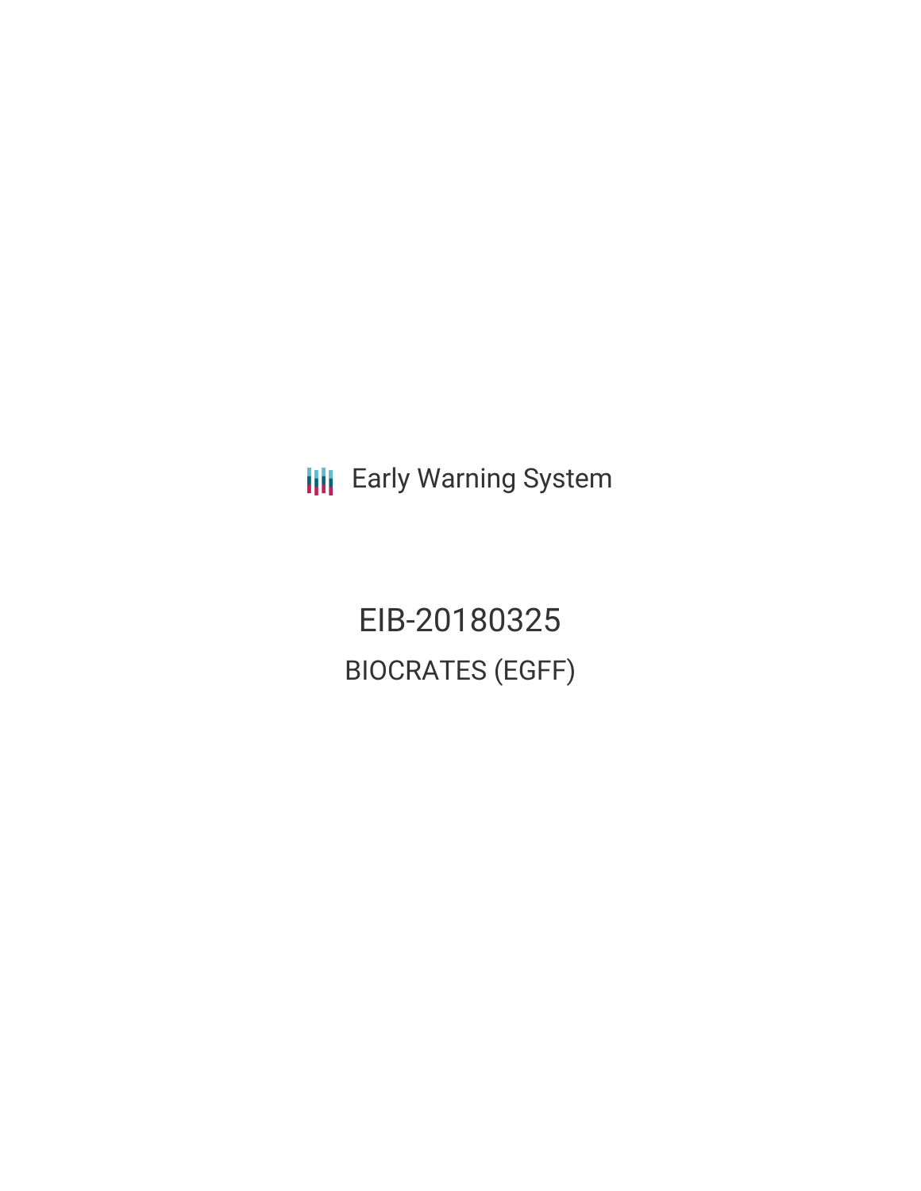Early Warning System

# EIB-20180325

## BIOCRATES (EGFF)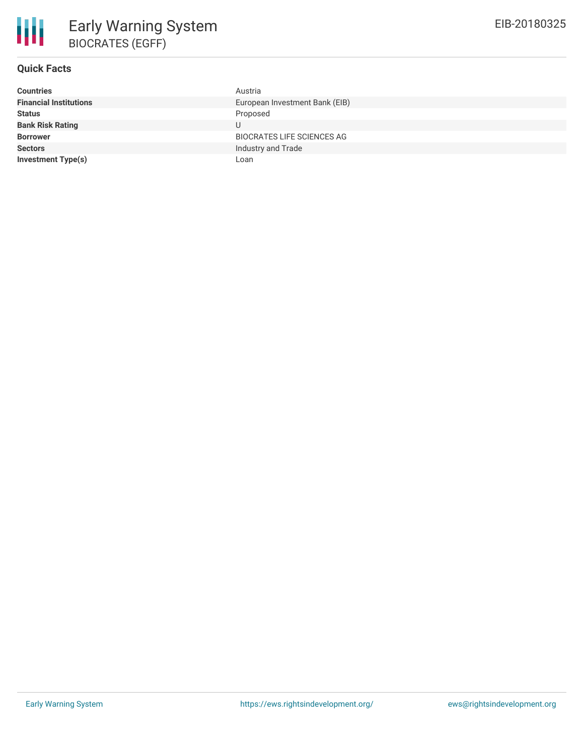# Early Warning System

## BIOCRATES (EGFF)

EIB-20180325

### Quick Facts

| | |
|---|---|
| **Countries** | Austria |
| **Financial Institutions** | European Investment Bank (EIB) |
| **Status** | Proposed |
| **Bank Risk Rating** | U |
| **Borrower** | BIOCRATES LIFE SCIENCES AG |
| **Sectors** | Industry and Trade |
| **Investment Type(s)** | Loan |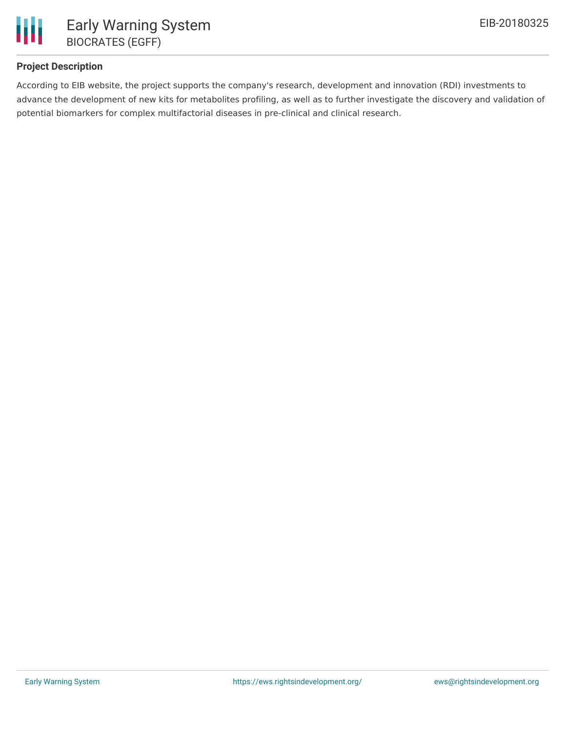## Project Description

According to EIB website, the project supports the company's research, development and innovation (RDI) investments to advance the development of new kits for metabolites profiling, as well as to further investigate the discovery and validation of potential biomarkers for complex multifactorial diseases in pre-clinical and clinical research.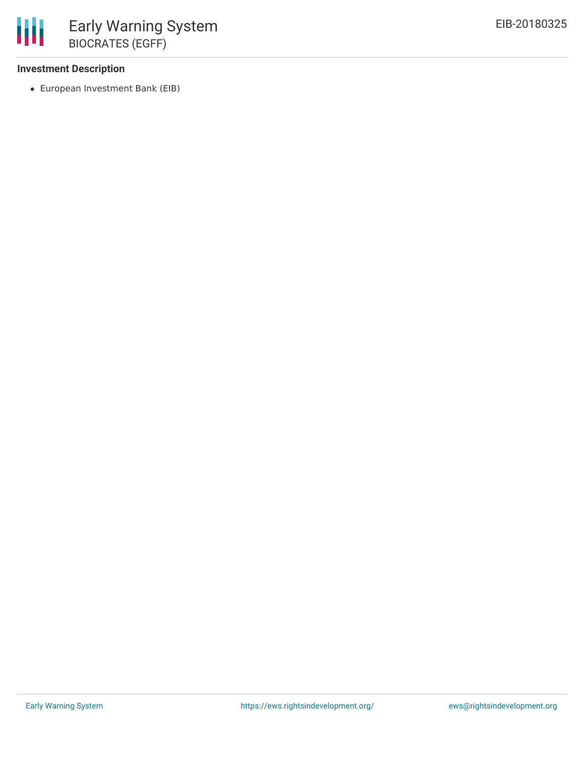### Investment Description

- European Investment Bank (EIB)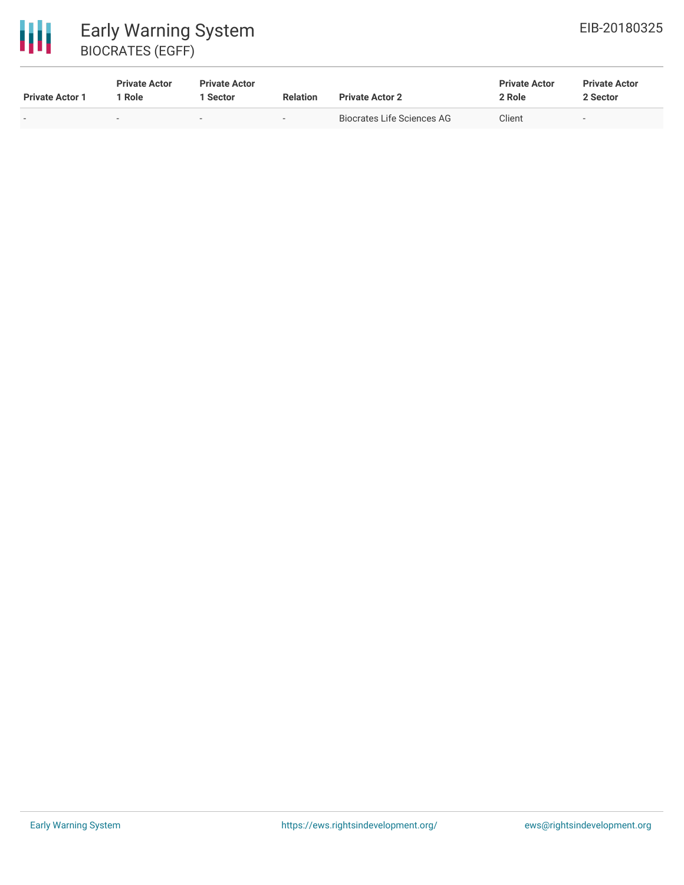| Private Actor 1 | Private Actor 1 Role | Private Actor 1 Sector | Relation | Private Actor 2 | Private Actor 2 Role | Private Actor 2 Sector |
|---|---|---|---|---|---|---|
| - | - | - | - | Biocrates Life Sciences AG | Client | - |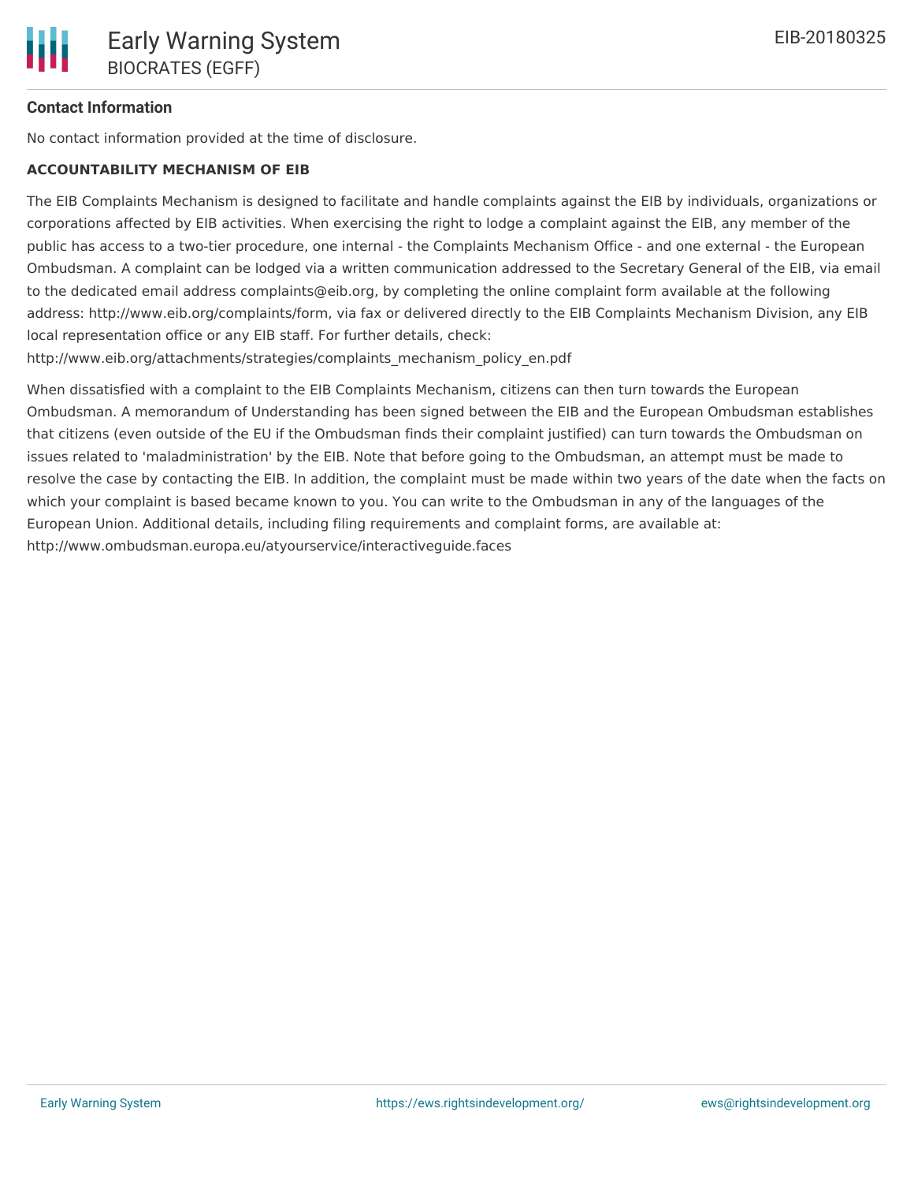**Contact Information**

No contact information provided at the time of disclosure.

**ACCOUNTABILITY MECHANISM OF EIB**

The EIB Complaints Mechanism is designed to facilitate and handle complaints against the EIB by individuals, organizations or corporations affected by EIB activities. When exercising the right to lodge a complaint against the EIB, any member of the public has access to a two-tier procedure, one internal - the Complaints Mechanism Office - and one external - the European Ombudsman. A complaint can be lodged via a written communication addressed to the Secretary General of the EIB, via email to the dedicated email address complaints@eib.org, by completing the online complaint form available at the following address: http://www.eib.org/complaints/form, via fax or delivered directly to the EIB Complaints Mechanism Division, any EIB local representation office or any EIB staff. For further details, check: http://www.eib.org/attachments/strategies/complaints_mechanism_policy_en.pdf

When dissatisfied with a complaint to the EIB Complaints Mechanism, citizens can then turn towards the European Ombudsman. A memorandum of Understanding has been signed between the EIB and the European Ombudsman establishes that citizens (even outside of the EU if the Ombudsman finds their complaint justified) can turn towards the Ombudsman on issues related to 'maladministration' by the EIB. Note that before going to the Ombudsman, an attempt must be made to resolve the case by contacting the EIB. In addition, the complaint must be made within two years of the date when the facts on which your complaint is based became known to you. You can write to the Ombudsman in any of the languages of the European Union. Additional details, including filing requirements and complaint forms, are available at: http://www.ombudsman.europa.eu/atyourservice/interactiveguide.faces